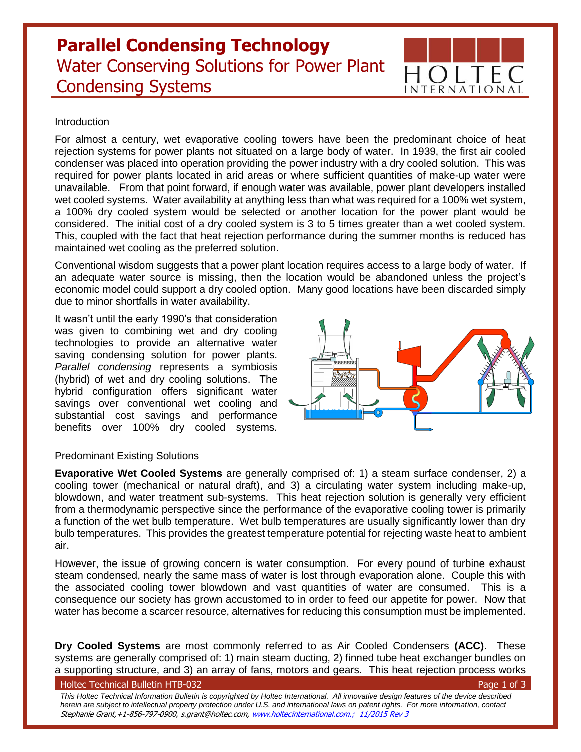# Parallel Condensing Technology

## Water Conserving Solutions for Power Plant Condensing Systems

HOLTEC INTERNATIONAL

### Introduction

For almost a century, wet evaporative cooling towers have been the predominant choice of heat rejection systems for power plants not situated on a large body of water. In 1939, the first air cooled condenser was placed into operation providing the power industry with a dry cooled solution. This was required for power plants located in arid areas or where sufficient quantities of make-up water were unavailable. From that point forward, if enough water was available, power plant developers installed wet cooled systems. Water availability at anything less than what was required for a 100% wet system, a 100% dry cooled system would be selected or another location for the power plant would be considered. The initial cost of a dry cooled system is 3 to 5 times greater than a wet cooled system. This, coupled with the fact that heat rejection performance during the summer months is reduced has maintained wet cooling as the preferred solution.

Conventional wisdom suggests that a power plant location requires access to a large body of water. If an adequate water source is missing, then the location would be abandoned unless the project's economic model could support a dry cooled option. Many good locations have been discarded simply due to minor shortfalls in water availability.

It wasn't until the early 1990's that consideration was given to combining wet and dry cooling technologies to provide an alternative water saving condensing solution for power plants. *Parallel condensing* represents a symbiosis (hybrid) of wet and dry cooling solutions. The hybrid configuration offers significant water savings over conventional wet cooling and substantial cost savings and performance benefits over 100% dry cooled systems.

### Predominant Existing Solutions

**Evaporative Wet Cooled Systems** are generally comprised of: 1) a steam surface condenser, 2) a cooling tower (mechanical or natural draft), and 3) a circulating water system including make-up, blowdown, and water treatment sub-systems. This heat rejection solution is generally very efficient from a thermodynamic perspective since the performance of the evaporative cooling tower is primarily a function of the wet bulb temperature. Wet bulb temperatures are usually significantly lower than dry bulb temperatures. This provides the greatest temperature potential for rejecting waste heat to ambient air.

However, the issue of growing concern is water consumption. For every pound of turbine exhaust steam condensed, nearly the same mass of water is lost through evaporation alone. Couple this with the associated cooling tower blowdown and vast quantities of water are consumed. This is a consequence our society has grown accustomed to in order to feed our appetite for power. Now that water has become a scarcer resource, alternatives for reducing this consumption must be implemented.

**Dry Cooled Systems** are most commonly referred to as Air Cooled Condensers **(ACC)**. These systems are generally comprised of: 1) main steam ducting, 2) finned tube heat exchanger bundles on a supporting structure, and 3) an array of fans, motors and gears. This heat rejection process works

*This Holtec Technical Information Bulletin is copyrighted by Holtec International. All innovative design features of the device described herein are subject to intellectual property protection under U.S. and international laws on patent rights. For more information, contact Stephanie Grant,+1-856-797-0900, s.grant@holtec.com, www.holtecinternational.com.; 11/2015 Rev 3*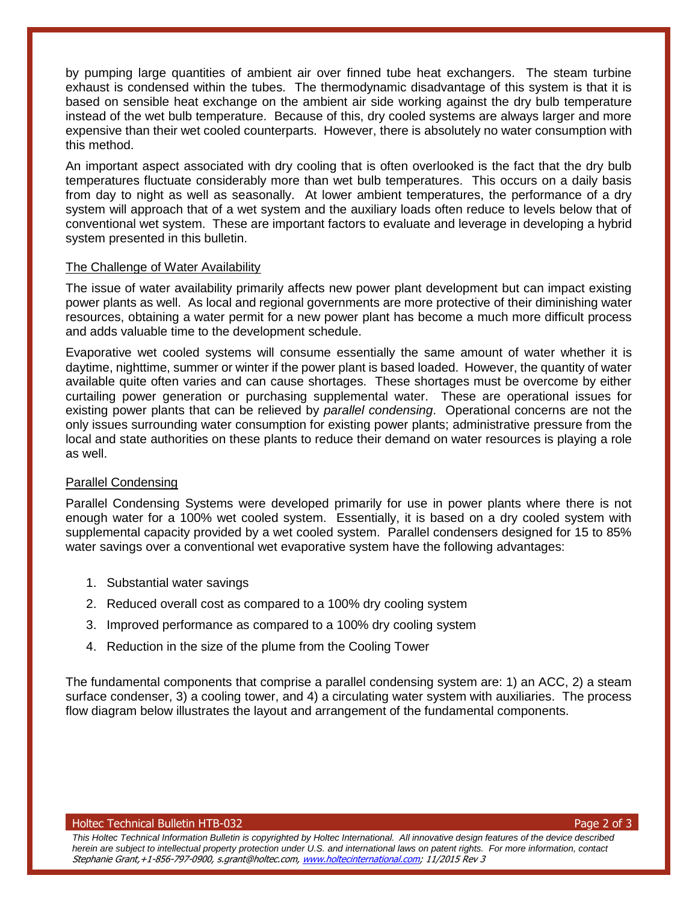by pumping large quantities of ambient air over finned tube heat exchangers. The steam turbine exhaust is condensed within the tubes. The thermodynamic disadvantage of this system is that it is based on sensible heat exchange on the ambient air side working against the dry bulb temperature instead of the wet bulb temperature. Because of this, dry cooled systems are always larger and more expensive than their wet cooled counterparts. However, there is absolutely no water consumption with this method.

An important aspect associated with dry cooling that is often overlooked is the fact that the dry bulb temperatures fluctuate considerably more than wet bulb temperatures. This occurs on a daily basis from day to night as well as seasonally. At lower ambient temperatures, the performance of a dry system will approach that of a wet system and the auxiliary loads often reduce to levels below that of conventional wet system. These are important factors to evaluate and leverage in developing a hybrid system presented in this bulletin.

## The Challenge of Water Availability

The issue of water availability primarily affects new power plant development but can impact existing power plants as well. As local and regional governments are more protective of their diminishing water resources, obtaining a water permit for a new power plant has become a much more difficult process and adds valuable time to the development schedule.

Evaporative wet cooled systems will consume essentially the same amount of water whether it is daytime, nighttime, summer or winter if the power plant is based loaded. However, the quantity of water available quite often varies and can cause shortages. These shortages must be overcome by either curtailing power generation or purchasing supplemental water. These are operational issues for existing power plants that can be relieved by *parallel condensing*. Operational concerns are not the only issues surrounding water consumption for existing power plants; administrative pressure from the local and state authorities on these plants to reduce their demand on water resources is playing a role as well.

## Parallel Condensing

Parallel Condensing Systems were developed primarily for use in power plants where there is not enough water for a 100% wet cooled system. Essentially, it is based on a dry cooled system with supplemental capacity provided by a wet cooled system. Parallel condensers designed for 15 to 85% water savings over a conventional wet evaporative system have the following advantages:

1. Substantial water savings
2. Reduced overall cost as compared to a 100% dry cooling system
3. Improved performance as compared to a 100% dry cooling system
4. Reduction in the size of the plume from the Cooling Tower

The fundamental components that comprise a parallel condensing system are: 1) an ACC, 2) a steam surface condenser, 3) a cooling tower, and 4) a circulating water system with auxiliaries. The process flow diagram below illustrates the layout and arrangement of the fundamental components.

*This Holtec Technical Information Bulletin is copyrighted by Holtec International. All innovative design features of the device described herein are subject to intellectual property protection under U.S. and international laws on patent rights. For more information, contact Stephanie Grant,+1-856-797-0900, s.grant@holtec.com, www.holtecinternational.com; 11/2015 Rev 3*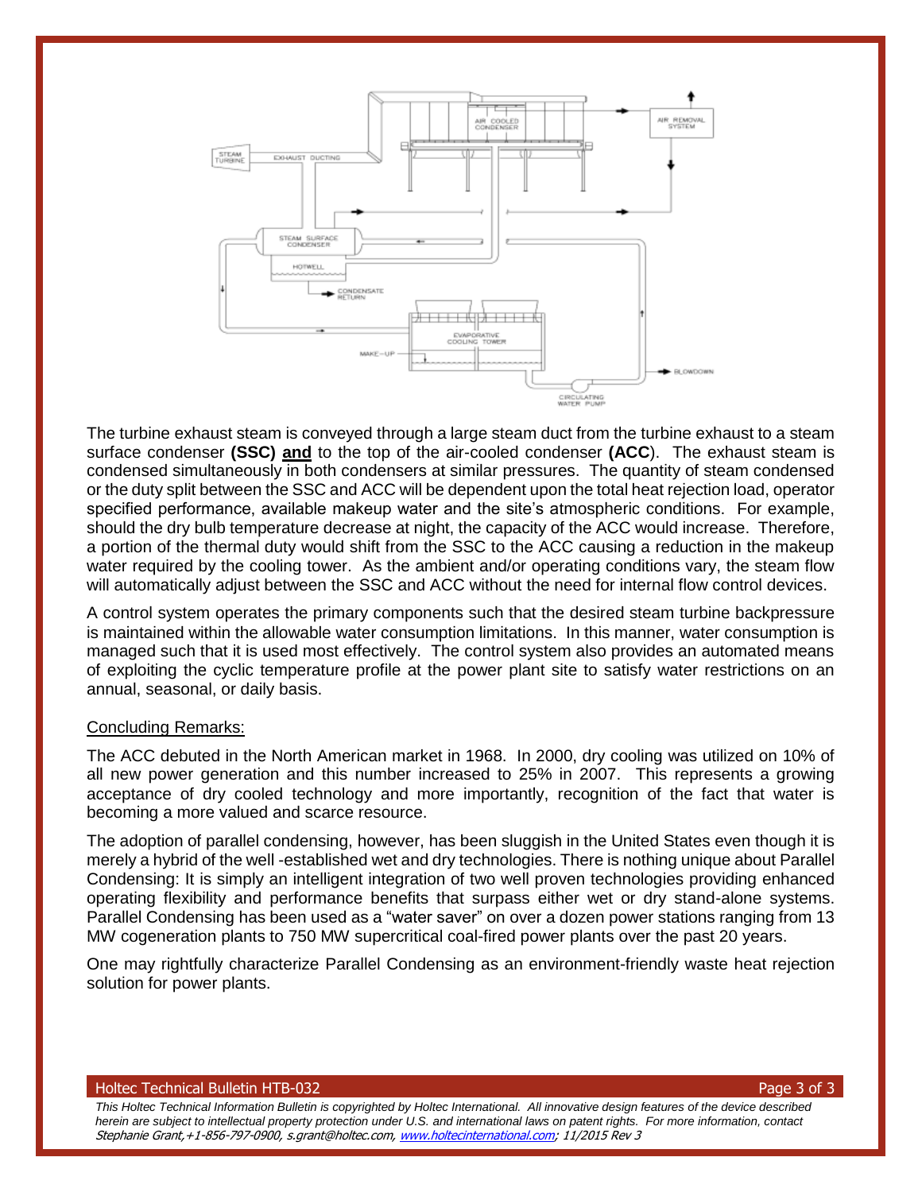STEAM TURBINE

EXHAUST DUCTING

AIR COOLED CONDENSER

AIR REMOVAL SYSTEM

STEAM SURFACE CONDENSER

HOTWELL

CONDENSATE RETURN

EVAPORATIVE COOLING TOWER

MAKE-UP

BLOWDOWN

CIRCULATING WATER PUMP

The turbine exhaust steam is conveyed through a large steam duct from the turbine exhaust to a steam surface condenser **(SSC)** **<u>and</u>** to the top of the air-cooled condenser **(ACC**). The exhaust steam is condensed simultaneously in both condensers at similar pressures. The quantity of steam condensed or the duty split between the SSC and ACC will be dependent upon the total heat rejection load, operator specified performance, available makeup water and the site's atmospheric conditions. For example, should the dry bulb temperature decrease at night, the capacity of the ACC would increase. Therefore, a portion of the thermal duty would shift from the SSC to the ACC causing a reduction in the makeup water required by the cooling tower. As the ambient and/or operating conditions vary, the steam flow will automatically adjust between the SSC and ACC without the need for internal flow control devices.

A control system operates the primary components such that the desired steam turbine backpressure is maintained within the allowable water consumption limitations. In this manner, water consumption is managed such that it is used most effectively. The control system also provides an automated means of exploiting the cyclic temperature profile at the power plant site to satisfy water restrictions on an annual, seasonal, or daily basis.

<u>Concluding Remarks:</u>

The ACC debuted in the North American market in 1968. In 2000, dry cooling was utilized on 10% of all new power generation and this number increased to 25% in 2007. This represents a growing acceptance of dry cooled technology and more importantly, recognition of the fact that water is becoming a more valued and scarce resource.

The adoption of parallel condensing, however, has been sluggish in the United States even though it is merely a hybrid of the well -established wet and dry technologies. There is nothing unique about Parallel Condensing: It is simply an intelligent integration of two well proven technologies providing enhanced operating flexibility and performance benefits that surpass either wet or dry stand-alone systems. Parallel Condensing has been used as a "water saver" on over a dozen power stations ranging from 13 MW cogeneration plants to 750 MW supercritical coal-fired power plants over the past 20 years.

One may rightfully characterize Parallel Condensing as an environment-friendly waste heat rejection solution for power plants.

Holtec Technical Bulletin HTB-032

*This Holtec Technical Information Bulletin is copyrighted by Holtec International. All innovative design features of the device described herein are subject to intellectual property protection under U.S. and international laws on patent rights. For more information, contact Stephanie Grant,+1-856-797-0900, s.grant@holtec.com, www.holtecinternational.com; 11/2015 Rev 3*